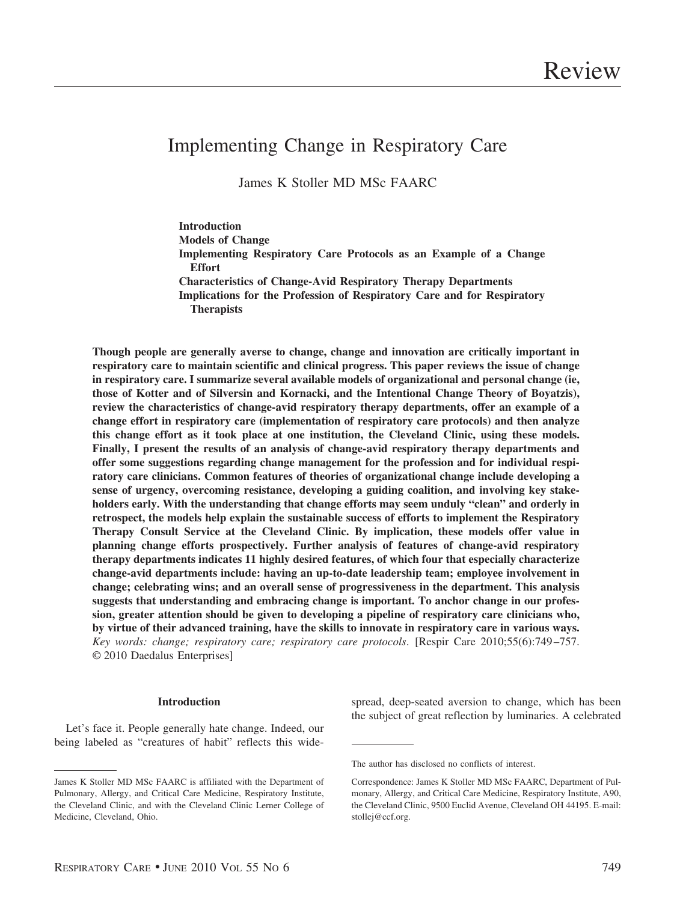Review

# Implementing Change in Respiratory Care

James K Stoller MD MSc FAARC

**Introduction**
**Models of Change**
**Implementing Respiratory Care Protocols as an Example of a Change Effort**
**Characteristics of Change-Avid Respiratory Therapy Departments**
**Implications for the Profession of Respiratory Care and for Respiratory Therapists**

**Though people are generally averse to change, change and innovation are critically important in respiratory care to maintain scientific and clinical progress. This paper reviews the issue of change in respiratory care. I summarize several available models of organizational and personal change (ie, those of Kotter and of Silversin and Kornacki, and the Intentional Change Theory of Boyatzis), review the characteristics of change-avid respiratory therapy departments, offer an example of a change effort in respiratory care (implementation of respiratory care protocols) and then analyze this change effort as it took place at one institution, the Cleveland Clinic, using these models. Finally, I present the results of an analysis of change-avid respiratory therapy departments and offer some suggestions regarding change management for the profession and for individual respiratory care clinicians. Common features of theories of organizational change include developing a sense of urgency, overcoming resistance, developing a guiding coalition, and involving key stakeholders early. With the understanding that change efforts may seem unduly "clean" and orderly in retrospect, the models help explain the sustainable success of efforts to implement the Respiratory Therapy Consult Service at the Cleveland Clinic. By implication, these models offer value in planning change efforts prospectively. Further analysis of features of change-avid respiratory therapy departments indicates 11 highly desired features, of which four that especially characterize change-avid departments include: having an up-to-date leadership team; employee involvement in change; celebrating wins; and an overall sense of progressiveness in the department. This analysis suggests that understanding and embracing change is important. To anchor change in our profession, greater attention should be given to developing a pipeline of respiratory care clinicians who, by virtue of their advanced training, have the skills to innovate in respiratory care in various ways.** *Key words: change; respiratory care; respiratory care protocols*. [Respir Care 2010;55(6):749–757. © 2010 Daedalus Enterprises]

## Introduction

Let's face it. People generally hate change. Indeed, our being labeled as "creatures of habit" reflects this widespread, deep-seated aversion to change, which has been the subject of great reflection by luminaries. A celebrated

---

James K Stoller MD MSc FAARC is affiliated with the Department of Pulmonary, Allergy, and Critical Care Medicine, Respiratory Institute, the Cleveland Clinic, and with the Cleveland Clinic Lerner College of Medicine, Cleveland, Ohio.

The author has disclosed no conflicts of interest.

Correspondence: James K Stoller MD MSc FAARC, Department of Pulmonary, Allergy, and Critical Care Medicine, Respiratory Institute, A90, the Cleveland Clinic, 9500 Euclid Avenue, Cleveland OH 44195. E-mail: stollej@ccf.org.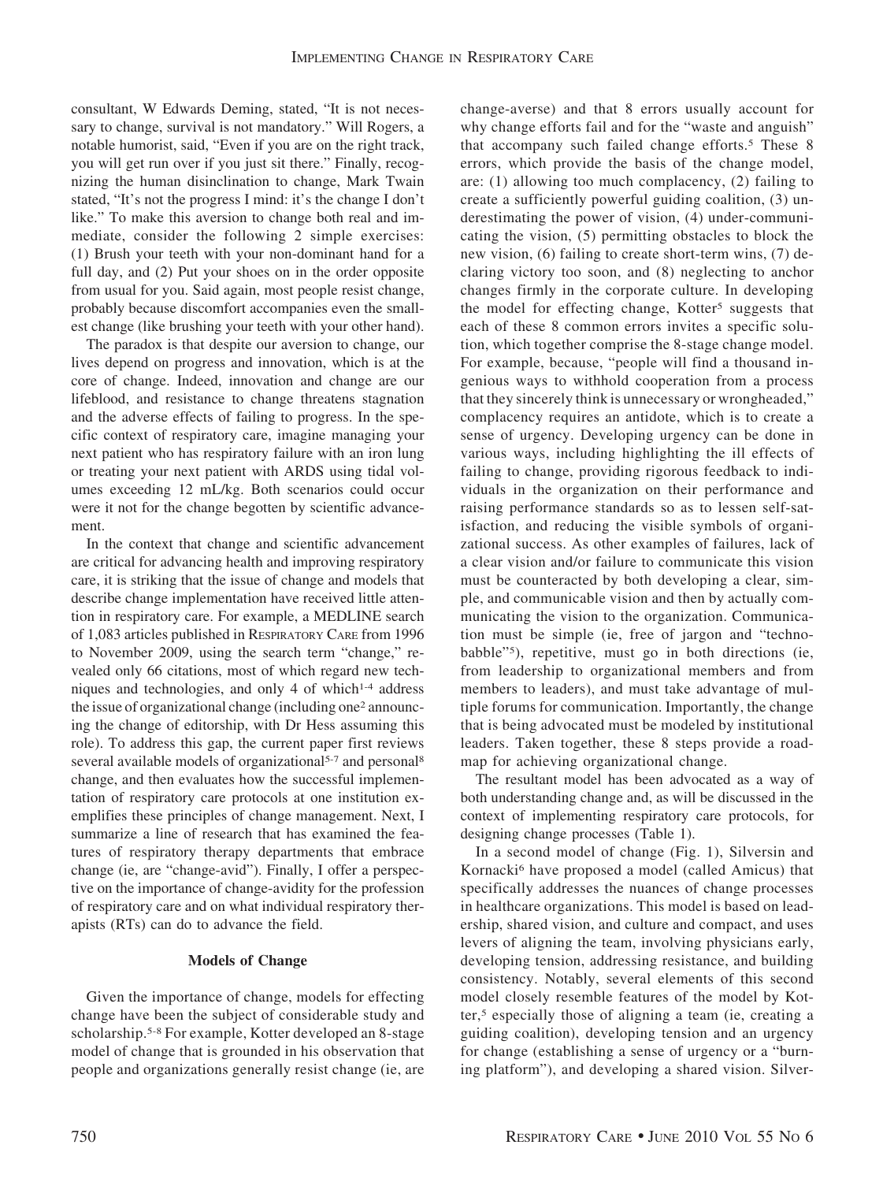consultant, W Edwards Deming, stated, "It is not necessary to change, survival is not mandatory." Will Rogers, a notable humorist, said, "Even if you are on the right track, you will get run over if you just sit there." Finally, recognizing the human disinclination to change, Mark Twain stated, "It's not the progress I mind: it's the change I don't like." To make this aversion to change both real and immediate, consider the following 2 simple exercises: (1) Brush your teeth with your non-dominant hand for a full day, and (2) Put your shoes on in the order opposite from usual for you. Said again, most people resist change, probably because discomfort accompanies even the smallest change (like brushing your teeth with your other hand).

The paradox is that despite our aversion to change, our lives depend on progress and innovation, which is at the core of change. Indeed, innovation and change are our lifeblood, and resistance to change threatens stagnation and the adverse effects of failing to progress. In the specific context of respiratory care, imagine managing your next patient who has respiratory failure with an iron lung or treating your next patient with ARDS using tidal volumes exceeding 12 mL/kg. Both scenarios could occur were it not for the change begotten by scientific advancement.

In the context that change and scientific advancement are critical for advancing health and improving respiratory care, it is striking that the issue of change and models that describe change implementation have received little attention in respiratory care. For example, a MEDLINE search of 1,083 articles published in Respiratory Care from 1996 to November 2009, using the search term "change," revealed only 66 citations, most of which regard new techniques and technologies, and only 4 of which[1-4] address the issue of organizational change (including one[2] announcing the change of editorship, with Dr Hess assuming this role). To address this gap, the current paper first reviews several available models of organizational[5-7] and personal[8] change, and then evaluates how the successful implementation of respiratory care protocols at one institution exemplifies these principles of change management. Next, I summarize a line of research that has examined the features of respiratory therapy departments that embrace change (ie, are "change-avid"). Finally, I offer a perspective on the importance of change-avidity for the profession of respiratory care and on what individual respiratory therapists (RTs) can do to advance the field.

## Models of Change

Given the importance of change, models for effecting change have been the subject of considerable study and scholarship.[5-8] For example, Kotter developed an 8-stage model of change that is grounded in his observation that people and organizations generally resist change (ie, are change-averse) and that 8 errors usually account for why change efforts fail and for the "waste and anguish" that accompany such failed change efforts.[5] These 8 errors, which provide the basis of the change model, are: (1) allowing too much complacency, (2) failing to create a sufficiently powerful guiding coalition, (3) underestimating the power of vision, (4) under-communicating the vision, (5) permitting obstacles to block the new vision, (6) failing to create short-term wins, (7) declaring victory too soon, and (8) neglecting to anchor changes firmly in the corporate culture. In developing the model for effecting change, Kotter[5] suggests that each of these 8 common errors invites a specific solution, which together comprise the 8-stage change model. For example, because, "people will find a thousand ingenious ways to withhold cooperation from a process that they sincerely think is unnecessary or wrongheaded," complacency requires an antidote, which is to create a sense of urgency. Developing urgency can be done in various ways, including highlighting the ill effects of failing to change, providing rigorous feedback to individuals in the organization on their performance and raising performance standards so as to lessen self-satisfaction, and reducing the visible symbols of organizational success. As other examples of failures, lack of a clear vision and/or failure to communicate this vision must be counteracted by both developing a clear, simple, and communicable vision and then by actually communicating the vision to the organization. Communication must be simple (ie, free of jargon and "technobabble"[5]), repetitive, must go in both directions (ie, from leadership to organizational members and from members to leaders), and must take advantage of multiple forums for communication. Importantly, the change that is being advocated must be modeled by institutional leaders. Taken together, these 8 steps provide a roadmap for achieving organizational change.

The resultant model has been advocated as a way of both understanding change and, as will be discussed in the context of implementing respiratory care protocols, for designing change processes (Table 1).

In a second model of change (Fig. 1), Silversin and Kornacki[6] have proposed a model (called Amicus) that specifically addresses the nuances of change processes in healthcare organizations. This model is based on leadership, shared vision, and culture and compact, and uses levers of aligning the team, involving physicians early, developing tension, addressing resistance, and building consistency. Notably, several elements of this second model closely resemble features of the model by Kotter,[5] especially those of aligning a team (ie, creating a guiding coalition), developing tension and an urgency for change (establishing a sense of urgency or a "burning platform"), and developing a shared vision. Silver-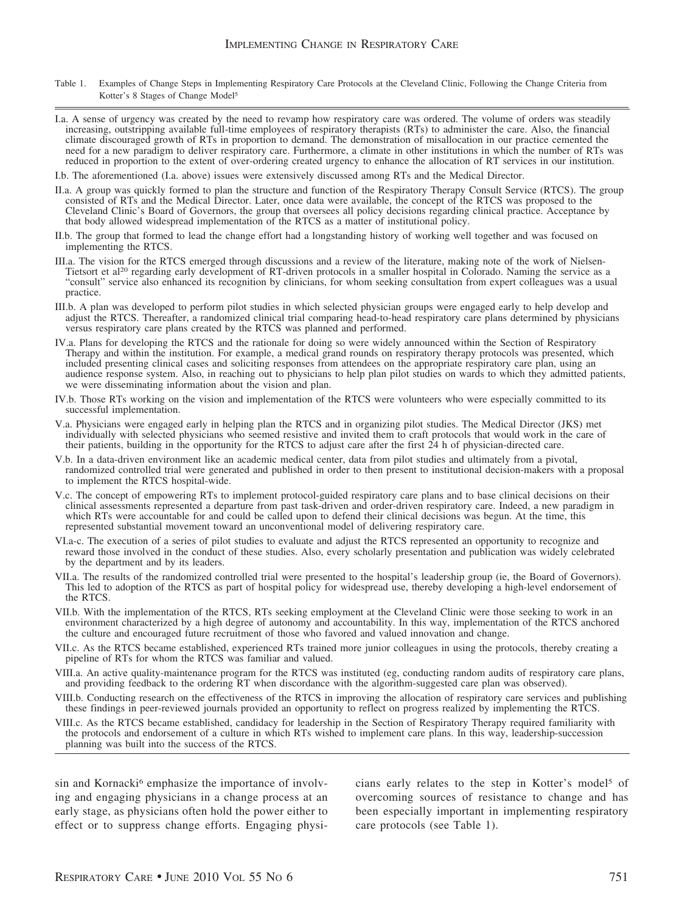Table 1. Examples of Change Steps in Implementing Respiratory Care Protocols at the Cleveland Clinic, Following the Change Criteria from Kotter's 8 Stages of Change Model[5]

I.a. A sense of urgency was created by the need to revamp how respiratory care was ordered. The volume of orders was steadily increasing, outstripping available full-time employees of respiratory therapists (RTs) to administer the care. Also, the financial climate discouraged growth of RTs in proportion to demand. The demonstration of misallocation in our practice cemented the need for a new paradigm to deliver respiratory care. Furthermore, a climate in other institutions in which the number of RTs was reduced in proportion to the extent of over-ordering created urgency to enhance the allocation of RT services in our institution.

I.b. The aforementioned (I.a. above) issues were extensively discussed among RTs and the Medical Director.

II.a. A group was quickly formed to plan the structure and function of the Respiratory Therapy Consult Service (RTCS). The group consisted of RTs and the Medical Director. Later, once data were available, the concept of the RTCS was proposed to the Cleveland Clinic's Board of Governors, the group that oversees all policy decisions regarding clinical practice. Acceptance by that body allowed widespread implementation of the RTCS as a matter of institutional policy.

II.b. The group that formed to lead the change effort had a longstanding history of working well together and was focused on implementing the RTCS.

III.a. The vision for the RTCS emerged through discussions and a review of the literature, making note of the work of Nielsen-Tietsort et al[20] regarding early development of RT-driven protocols in a smaller hospital in Colorado. Naming the service as a "consult" service also enhanced its recognition by clinicians, for whom seeking consultation from expert colleagues was a usual practice.

III.b. A plan was developed to perform pilot studies in which selected physician groups were engaged early to help develop and adjust the RTCS. Thereafter, a randomized clinical trial comparing head-to-head respiratory care plans determined by physicians versus respiratory care plans created by the RTCS was planned and performed.

IV.a. Plans for developing the RTCS and the rationale for doing so were widely announced within the Section of Respiratory Therapy and within the institution. For example, a medical grand rounds on respiratory therapy protocols was presented, which included presenting clinical cases and soliciting responses from attendees on the appropriate respiratory care plan, using an audience response system. Also, in reaching out to physicians to help plan pilot studies on wards to which they admitted patients, we were disseminating information about the vision and plan.

IV.b. Those RTs working on the vision and implementation of the RTCS were volunteers who were especially committed to its successful implementation.

V.a. Physicians were engaged early in helping plan the RTCS and in organizing pilot studies. The Medical Director (JKS) met individually with selected physicians who seemed resistive and invited them to craft protocols that would work in the care of their patients, building in the opportunity for the RTCS to adjust care after the first 24 h of physician-directed care.

V.b. In a data-driven environment like an academic medical center, data from pilot studies and ultimately from a pivotal, randomized controlled trial were generated and published in order to then present to institutional decision-makers with a proposal to implement the RTCS hospital-wide.

V.c. The concept of empowering RTs to implement protocol-guided respiratory care plans and to base clinical decisions on their clinical assessments represented a departure from past task-driven and order-driven respiratory care. Indeed, a new paradigm in which RTs were accountable for and could be called upon to defend their clinical decisions was begun. At the time, this represented substantial movement toward an unconventional model of delivering respiratory care.

VI.a-c. The execution of a series of pilot studies to evaluate and adjust the RTCS represented an opportunity to recognize and reward those involved in the conduct of these studies. Also, every scholarly presentation and publication was widely celebrated by the department and by its leaders.

VII.a. The results of the randomized controlled trial were presented to the hospital's leadership group (ie, the Board of Governors). This led to adoption of the RTCS as part of hospital policy for widespread use, thereby developing a high-level endorsement of the RTCS.

VII.b. With the implementation of the RTCS, RTs seeking employment at the Cleveland Clinic were those seeking to work in an environment characterized by a high degree of autonomy and accountability. In this way, implementation of the RTCS anchored the culture and encouraged future recruitment of those who favored and valued innovation and change.

VII.c. As the RTCS became established, experienced RTs trained more junior colleagues in using the protocols, thereby creating a pipeline of RTs for whom the RTCS was familiar and valued.

VIII.a. An active quality-maintenance program for the RTCS was instituted (eg, conducting random audits of respiratory care plans, and providing feedback to the ordering RT when discordance with the algorithm-suggested care plan was observed).

VIII.b. Conducting research on the effectiveness of the RTCS in improving the allocation of respiratory care services and publishing these findings in peer-reviewed journals provided an opportunity to reflect on progress realized by implementing the RTCS.

VIII.c. As the RTCS became established, candidacy for leadership in the Section of Respiratory Therapy required familiarity with the protocols and endorsement of a culture in which RTs wished to implement care plans. In this way, leadership-succession planning was built into the success of the RTCS.

sin and Kornacki[6] emphasize the importance of involving and engaging physicians in a change process at an early stage, as physicians often hold the power either to effect or to suppress change efforts. Engaging physicians early relates to the step in Kotter's model[5] of overcoming sources of resistance to change and has been especially important in implementing respiratory care protocols (see Table 1).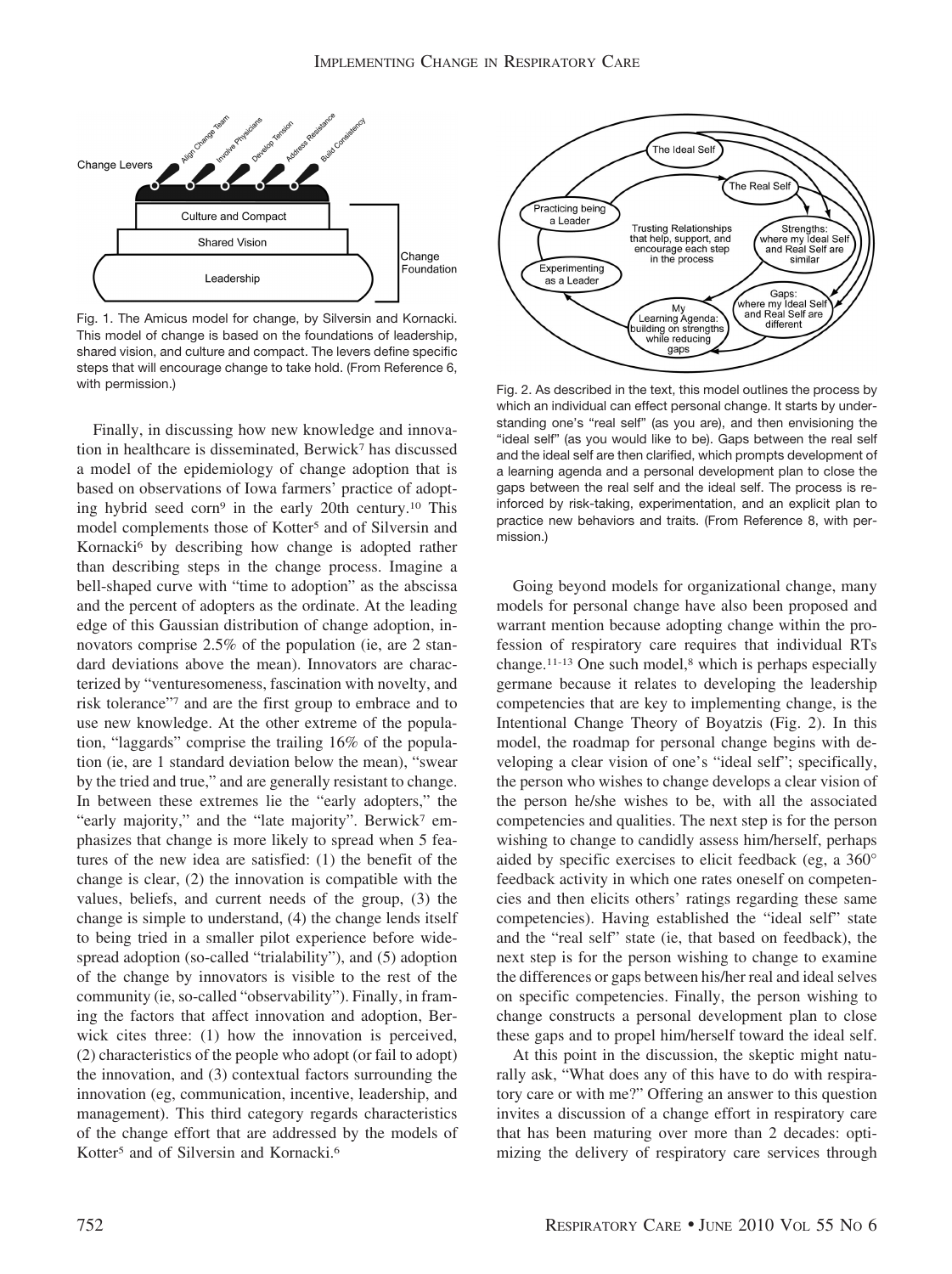Fig. 1. The Amicus model for change, by Silversin and Kornacki. This model of change is based on the foundations of leadership, shared vision, and culture and compact. The levers define specific steps that will encourage change to take hold. (From Reference 6, with permission.)

Finally, in discussing how new knowledge and innovation in healthcare is disseminated, Berwick[7] has discussed a model of the epidemiology of change adoption that is based on observations of Iowa farmers' practice of adopting hybrid seed corn[9] in the early 20th century.[10] This model complements those of Kotter[5] and of Silversin and Kornacki[6] by describing how change is adopted rather than describing steps in the change process. Imagine a bell-shaped curve with "time to adoption" as the abscissa and the percent of adopters as the ordinate. At the leading edge of this Gaussian distribution of change adoption, innovators comprise 2.5% of the population (ie, are 2 standard deviations above the mean). Innovators are characterized by "venturesomeness, fascination with novelty, and risk tolerance"[7] and are the first group to embrace and to use new knowledge. At the other extreme of the population, "laggards" comprise the trailing 16% of the population (ie, are 1 standard deviation below the mean), "swear by the tried and true," and are generally resistant to change. In between these extremes lie the "early adopters," the "early majority," and the "late majority". Berwick[7] emphasizes that change is more likely to spread when 5 features of the new idea are satisfied: (1) the benefit of the change is clear, (2) the innovation is compatible with the values, beliefs, and current needs of the group, (3) the change is simple to understand, (4) the change lends itself to being tried in a smaller pilot experience before widespread adoption (so-called "trialability"), and (5) adoption of the change by innovators is visible to the rest of the community (ie, so-called "observability"). Finally, in framing the factors that affect innovation and adoption, Berwick cites three: (1) how the innovation is perceived, (2) characteristics of the people who adopt (or fail to adopt) the innovation, and (3) contextual factors surrounding the innovation (eg, communication, incentive, leadership, and management). This third category regards characteristics of the change effort that are addressed by the models of Kotter[5] and of Silversin and Kornacki.[6]

Fig. 2. As described in the text, this model outlines the process by which an individual can effect personal change. It starts by understanding one's "real self" (as you are), and then envisioning the "ideal self" (as you would like to be). Gaps between the real self and the ideal self are then clarified, which prompts development of a learning agenda and a personal development plan to close the gaps between the real self and the ideal self. The process is reinforced by risk-taking, experimentation, and an explicit plan to practice new behaviors and traits. (From Reference 8, with permission.)

Going beyond models for organizational change, many models for personal change have also been proposed and warrant mention because adopting change within the profession of respiratory care requires that individual RTs change.[11-13] One such model,[8] which is perhaps especially germane because it relates to developing the leadership competencies that are key to implementing change, is the Intentional Change Theory of Boyatzis (Fig. 2). In this model, the roadmap for personal change begins with developing a clear vision of one's "ideal self"; specifically, the person who wishes to change develops a clear vision of the person he/she wishes to be, with all the associated competencies and qualities. The next step is for the person wishing to change to candidly assess him/herself, perhaps aided by specific exercises to elicit feedback (eg, a 360° feedback activity in which one rates oneself on competencies and then elicits others' ratings regarding these same competencies). Having established the "ideal self" state and the "real self" state (ie, that based on feedback), the next step is for the person wishing to change to examine the differences or gaps between his/her real and ideal selves on specific competencies. Finally, the person wishing to change constructs a personal development plan to close these gaps and to propel him/herself toward the ideal self.

At this point in the discussion, the skeptic might naturally ask, "What does any of this have to do with respiratory care or with me?" Offering an answer to this question invites a discussion of a change effort in respiratory care that has been maturing over more than 2 decades: optimizing the delivery of respiratory care services through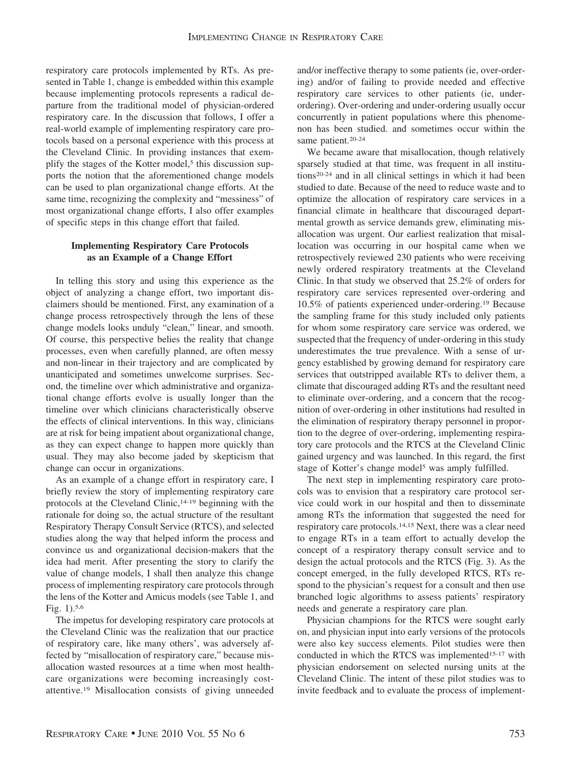respiratory care protocols implemented by RTs. As presented in Table 1, change is embedded within this example because implementing protocols represents a radical departure from the traditional model of physician-ordered respiratory care. In the discussion that follows, I offer a real-world example of implementing respiratory care protocols based on a personal experience with this process at the Cleveland Clinic. In providing instances that exemplify the stages of the Kotter model,[5] this discussion supports the notion that the aforementioned change models can be used to plan organizational change efforts. At the same time, recognizing the complexity and "messiness" of most organizational change efforts, I also offer examples of specific steps in this change effort that failed.

### Implementing Respiratory Care Protocols as an Example of a Change Effort

In telling this story and using this experience as the object of analyzing a change effort, two important disclaimers should be mentioned. First, any examination of a change process retrospectively through the lens of these change models looks unduly "clean," linear, and smooth. Of course, this perspective belies the reality that change processes, even when carefully planned, are often messy and non-linear in their trajectory and are complicated by unanticipated and sometimes unwelcome surprises. Second, the timeline over which administrative and organizational change efforts evolve is usually longer than the timeline over which clinicians characteristically observe the effects of clinical interventions. In this way, clinicians are at risk for being impatient about organizational change, as they can expect change to happen more quickly than usual. They may also become jaded by skepticism that change can occur in organizations.

As an example of a change effort in respiratory care, I briefly review the story of implementing respiratory care protocols at the Cleveland Clinic,[14-19] beginning with the rationale for doing so, the actual structure of the resultant Respiratory Therapy Consult Service (RTCS), and selected studies along the way that helped inform the process and convince us and organizational decision-makers that the idea had merit. After presenting the story to clarify the value of change models, I shall then analyze this change process of implementing respiratory care protocols through the lens of the Kotter and Amicus models (see Table 1, and Fig. 1).[5,6]

The impetus for developing respiratory care protocols at the Cleveland Clinic was the realization that our practice of respiratory care, like many others', was adversely affected by "misallocation of respiratory care," because misallocation wasted resources at a time when most healthcare organizations were becoming increasingly cost-attentive.[19] Misallocation consists of giving unneeded and/or ineffective therapy to some patients (ie, over-ordering) and/or of failing to provide needed and effective respiratory care services to other patients (ie, under-ordering). Over-ordering and under-ordering usually occur concurrently in patient populations where this phenomenon has been studied. and sometimes occur within the same patient.[20-24]

We became aware that misallocation, though relatively sparsely studied at that time, was frequent in all institutions[20-24] and in all clinical settings in which it had been studied to date. Because of the need to reduce waste and to optimize the allocation of respiratory care services in a financial climate in healthcare that discouraged departmental growth as service demands grew, eliminating misallocation was urgent. Our earliest realization that misallocation was occurring in our hospital came when we retrospectively reviewed 230 patients who were receiving newly ordered respiratory treatments at the Cleveland Clinic. In that study we observed that 25.2% of orders for respiratory care services represented over-ordering and 10.5% of patients experienced under-ordering.[19] Because the sampling frame for this study included only patients for whom some respiratory care service was ordered, we suspected that the frequency of under-ordering in this study underestimates the true prevalence. With a sense of urgency established by growing demand for respiratory care services that outstripped available RTs to deliver them, a climate that discouraged adding RTs and the resultant need to eliminate over-ordering, and a concern that the recognition of over-ordering in other institutions had resulted in the elimination of respiratory therapy personnel in proportion to the degree of over-ordering, implementing respiratory care protocols and the RTCS at the Cleveland Clinic gained urgency and was launched. In this regard, the first stage of Kotter's change model[5] was amply fulfilled.

The next step in implementing respiratory care protocols was to envision that a respiratory care protocol service could work in our hospital and then to disseminate among RTs the information that suggested the need for respiratory care protocols.[14,15] Next, there was a clear need to engage RTs in a team effort to actually develop the concept of a respiratory therapy consult service and to design the actual protocols and the RTCS (Fig. 3). As the concept emerged, in the fully developed RTCS, RTs respond to the physician's request for a consult and then use branched logic algorithms to assess patients' respiratory needs and generate a respiratory care plan.

Physician champions for the RTCS were sought early on, and physician input into early versions of the protocols were also key success elements. Pilot studies were then conducted in which the RTCS was implemented[15-17] with physician endorsement on selected nursing units at the Cleveland Clinic. The intent of these pilot studies was to invite feedback and to evaluate the process of implement-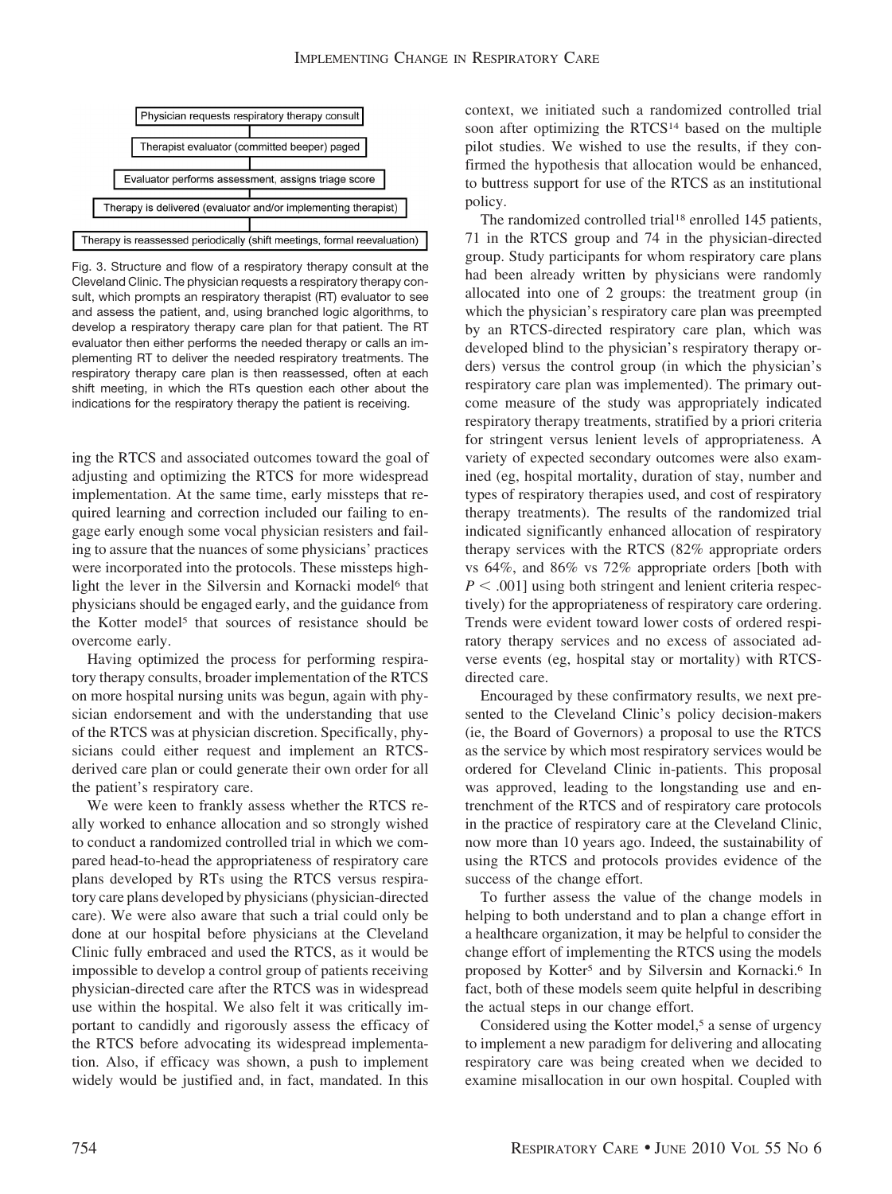Physician requests respiratory therapy consult

Therapist evaluator (committed beeper) paged

Evaluator performs assessment, assigns triage score

Therapy is delivered (evaluator and/or implementing therapist)

Therapy is reassessed periodically (shift meetings, formal reevaluation)

Fig. 3. Structure and flow of a respiratory therapy consult at the Cleveland Clinic. The physician requests a respiratory therapy consult, which prompts an respiratory therapist (RT) evaluator to see and assess the patient, and, using branched logic algorithms, to develop a respiratory therapy care plan for that patient. The RT evaluator then either performs the needed therapy or calls an implementing RT to deliver the needed respiratory treatments. The respiratory therapy care plan is then reassessed, often at each shift meeting, in which the RTs question each other about the indications for the respiratory therapy the patient is receiving.

ing the RTCS and associated outcomes toward the goal of adjusting and optimizing the RTCS for more widespread implementation. At the same time, early missteps that required learning and correction included our failing to engage early enough some vocal physician resisters and failing to assure that the nuances of some physicians' practices were incorporated into the protocols. These missteps highlight the lever in the Silversin and Kornacki model[6] that physicians should be engaged early, and the guidance from the Kotter model[5] that sources of resistance should be overcome early.

Having optimized the process for performing respiratory therapy consults, broader implementation of the RTCS on more hospital nursing units was begun, again with physician endorsement and with the understanding that use of the RTCS was at physician discretion. Specifically, physicians could either request and implement an RTCS-derived care plan or could generate their own order for all the patient's respiratory care.

We were keen to frankly assess whether the RTCS really worked to enhance allocation and so strongly wished to conduct a randomized controlled trial in which we compared head-to-head the appropriateness of respiratory care plans developed by RTs using the RTCS versus respiratory care plans developed by physicians (physician-directed care). We were also aware that such a trial could only be done at our hospital before physicians at the Cleveland Clinic fully embraced and used the RTCS, as it would be impossible to develop a control group of patients receiving physician-directed care after the RTCS was in widespread use within the hospital. We also felt it was critically important to candidly and rigorously assess the efficacy of the RTCS before advocating its widespread implementation. Also, if efficacy was shown, a push to implement widely would be justified and, in fact, mandated. In this context, we initiated such a randomized controlled trial soon after optimizing the RTCS[14] based on the multiple pilot studies. We wished to use the results, if they confirmed the hypothesis that allocation would be enhanced, to buttress support for use of the RTCS as an institutional policy.

The randomized controlled trial[18] enrolled 145 patients, 71 in the RTCS group and 74 in the physician-directed group. Study participants for whom respiratory care plans had been already written by physicians were randomly allocated into one of 2 groups: the treatment group (in which the physician's respiratory care plan was preempted by an RTCS-directed respiratory care plan, which was developed blind to the physician's respiratory therapy orders) versus the control group (in which the physician's respiratory care plan was implemented). The primary outcome measure of the study was appropriately indicated respiratory therapy treatments, stratified by a priori criteria for stringent versus lenient levels of appropriateness. A variety of expected secondary outcomes were also examined (eg, hospital mortality, duration of stay, number and types of respiratory therapies used, and cost of respiratory therapy treatments). The results of the randomized trial indicated significantly enhanced allocation of respiratory therapy services with the RTCS (82% appropriate orders vs 64%, and 86% vs 72% appropriate orders [both with $P < .001$] using both stringent and lenient criteria respectively) for the appropriateness of respiratory care ordering. Trends were evident toward lower costs of ordered respiratory therapy services and no excess of associated adverse events (eg, hospital stay or mortality) with RTCS-directed care.

Encouraged by these confirmatory results, we next presented to the Cleveland Clinic's policy decision-makers (ie, the Board of Governors) a proposal to use the RTCS as the service by which most respiratory services would be ordered for Cleveland Clinic in-patients. This proposal was approved, leading to the longstanding use and entrenchment of the RTCS and of respiratory care protocols in the practice of respiratory care at the Cleveland Clinic, now more than 10 years ago. Indeed, the sustainability of using the RTCS and protocols provides evidence of the success of the change effort.

To further assess the value of the change models in helping to both understand and to plan a change effort in a healthcare organization, it may be helpful to consider the change effort of implementing the RTCS using the models proposed by Kotter[5] and by Silversin and Kornacki.[6] In fact, both of these models seem quite helpful in describing the actual steps in our change effort.

Considered using the Kotter model,[5] a sense of urgency to implement a new paradigm for delivering and allocating respiratory care was being created when we decided to examine misallocation in our own hospital. Coupled with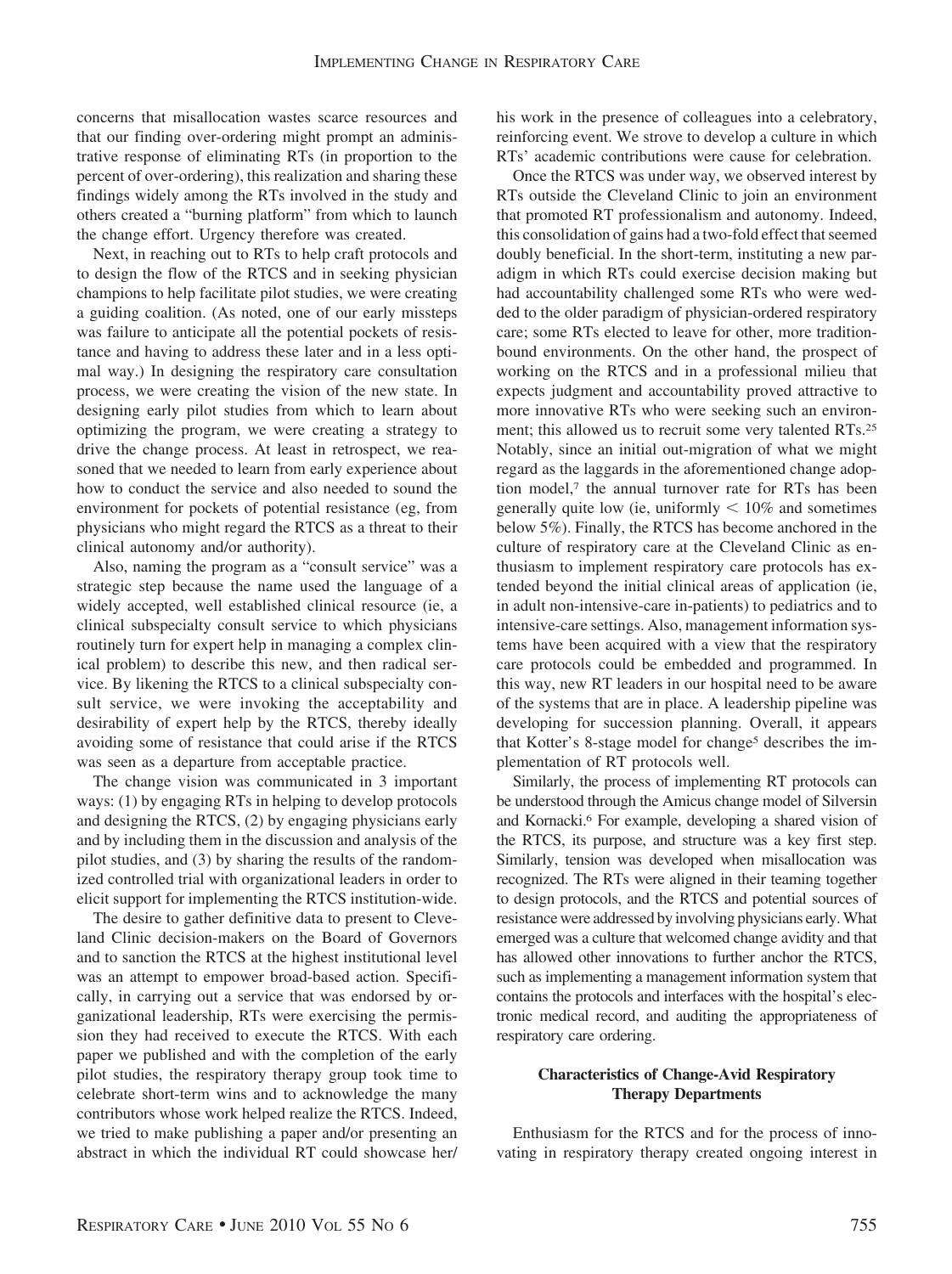concerns that misallocation wastes scarce resources and that our finding over-ordering might prompt an administrative response of eliminating RTs (in proportion to the percent of over-ordering), this realization and sharing these findings widely among the RTs involved in the study and others created a "burning platform" from which to launch the change effort. Urgency therefore was created.

Next, in reaching out to RTs to help craft protocols and to design the flow of the RTCS and in seeking physician champions to help facilitate pilot studies, we were creating a guiding coalition. (As noted, one of our early missteps was failure to anticipate all the potential pockets of resistance and having to address these later and in a less optimal way.) In designing the respiratory care consultation process, we were creating the vision of the new state. In designing early pilot studies from which to learn about optimizing the program, we were creating a strategy to drive the change process. At least in retrospect, we reasoned that we needed to learn from early experience about how to conduct the service and also needed to sound the environment for pockets of potential resistance (eg, from physicians who might regard the RTCS as a threat to their clinical autonomy and/or authority).

Also, naming the program as a "consult service" was a strategic step because the name used the language of a widely accepted, well established clinical resource (ie, a clinical subspecialty consult service to which physicians routinely turn for expert help in managing a complex clinical problem) to describe this new, and then radical service. By likening the RTCS to a clinical subspecialty consult service, we were invoking the acceptability and desirability of expert help by the RTCS, thereby ideally avoiding some of resistance that could arise if the RTCS was seen as a departure from acceptable practice.

The change vision was communicated in 3 important ways: (1) by engaging RTs in helping to develop protocols and designing the RTCS, (2) by engaging physicians early and by including them in the discussion and analysis of the pilot studies, and (3) by sharing the results of the randomized controlled trial with organizational leaders in order to elicit support for implementing the RTCS institution-wide.

The desire to gather definitive data to present to Cleveland Clinic decision-makers on the Board of Governors and to sanction the RTCS at the highest institutional level was an attempt to empower broad-based action. Specifically, in carrying out a service that was endorsed by organizational leadership, RTs were exercising the permission they had received to execute the RTCS. With each paper we published and with the completion of the early pilot studies, the respiratory therapy group took time to celebrate short-term wins and to acknowledge the many contributors whose work helped realize the RTCS. Indeed, we tried to make publishing a paper and/or presenting an abstract in which the individual RT could showcase her/his work in the presence of colleagues into a celebratory, reinforcing event. We strove to develop a culture in which RTs' academic contributions were cause for celebration.

Once the RTCS was under way, we observed interest by RTs outside the Cleveland Clinic to join an environment that promoted RT professionalism and autonomy. Indeed, this consolidation of gains had a two-fold effect that seemed doubly beneficial. In the short-term, instituting a new paradigm in which RTs could exercise decision making but had accountability challenged some RTs who were wedded to the older paradigm of physician-ordered respiratory care; some RTs elected to leave for other, more tradition-bound environments. On the other hand, the prospect of working on the RTCS and in a professional milieu that expects judgment and accountability proved attractive to more innovative RTs who were seeking such an environment; this allowed us to recruit some very talented RTs.[25] Notably, since an initial out-migration of what we might regard as the laggards in the aforementioned change adoption model,[7] the annual turnover rate for RTs has been generally quite low (ie, uniformly $< 10\%$ and sometimes below 5%). Finally, the RTCS has become anchored in the culture of respiratory care at the Cleveland Clinic as enthusiasm to implement respiratory care protocols has extended beyond the initial clinical areas of application (ie, in adult non-intensive-care in-patients) to pediatrics and to intensive-care settings. Also, management information systems have been acquired with a view that the respiratory care protocols could be embedded and programmed. In this way, new RT leaders in our hospital need to be aware of the systems that are in place. A leadership pipeline was developing for succession planning. Overall, it appears that Kotter's 8-stage model for change[5] describes the implementation of RT protocols well.

Similarly, the process of implementing RT protocols can be understood through the Amicus change model of Silversin and Kornacki.[6] For example, developing a shared vision of the RTCS, its purpose, and structure was a key first step. Similarly, tension was developed when misallocation was recognized. The RTs were aligned in their teaming together to design protocols, and the RTCS and potential sources of resistance were addressed by involving physicians early. What emerged was a culture that welcomed change avidity and that has allowed other innovations to further anchor the RTCS, such as implementing a management information system that contains the protocols and interfaces with the hospital's electronic medical record, and auditing the appropriateness of respiratory care ordering.

## Characteristics of Change-Avid Respiratory Therapy Departments

Enthusiasm for the RTCS and for the process of innovating in respiratory therapy created ongoing interest in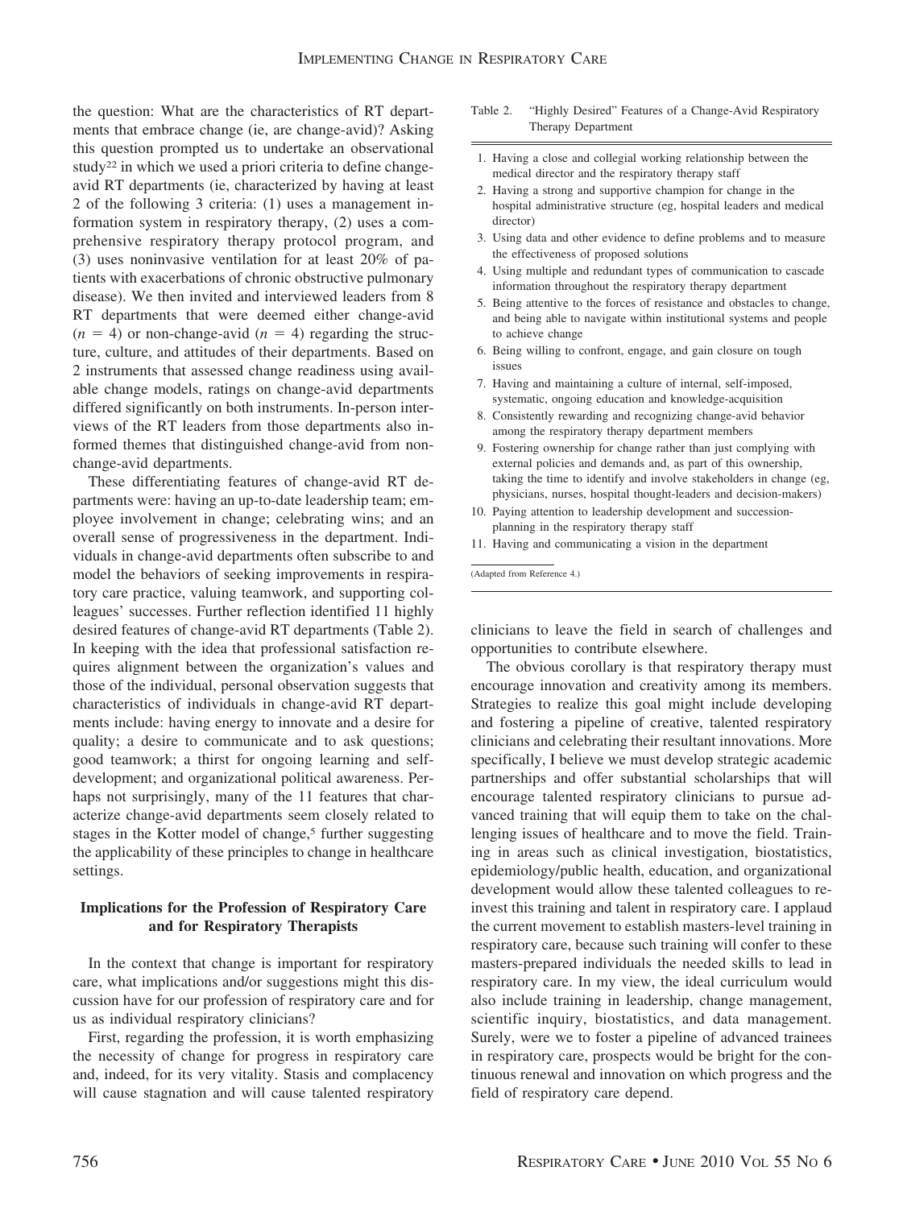the question: What are the characteristics of RT departments that embrace change (ie, are change-avid)? Asking this question prompted us to undertake an observational study[22] in which we used a priori criteria to define change-avid RT departments (ie, characterized by having at least 2 of the following 3 criteria: (1) uses a management information system in respiratory therapy, (2) uses a comprehensive respiratory therapy protocol program, and (3) uses noninvasive ventilation for at least 20% of patients with exacerbations of chronic obstructive pulmonary disease). We then invited and interviewed leaders from 8 RT departments that were deemed either change-avid ($n = 4$) or non-change-avid ($n = 4$) regarding the structure, culture, and attitudes of their departments. Based on 2 instruments that assessed change readiness using available change models, ratings on change-avid departments differed significantly on both instruments. In-person interviews of the RT leaders from those departments also informed themes that distinguished change-avid from non-change-avid departments.

These differentiating features of change-avid RT departments were: having an up-to-date leadership team; employee involvement in change; celebrating wins; and an overall sense of progressiveness in the department. Individuals in change-avid departments often subscribe to and model the behaviors of seeking improvements in respiratory care practice, valuing teamwork, and supporting colleagues' successes. Further reflection identified 11 highly desired features of change-avid RT departments (Table 2). In keeping with the idea that professional satisfaction requires alignment between the organization's values and those of the individual, personal observation suggests that characteristics of individuals in change-avid RT departments include: having energy to innovate and a desire for quality; a desire to communicate and to ask questions; good teamwork; a thirst for ongoing learning and self-development; and organizational political awareness. Perhaps not surprisingly, many of the 11 features that characterize change-avid departments seem closely related to stages in the Kotter model of change,[5] further suggesting the applicability of these principles to change in healthcare settings.

Table 2. "Highly Desired" Features of a Change-Avid Respiratory Therapy Department

1. Having a close and collegial working relationship between the medical director and the respiratory therapy staff
2. Having a strong and supportive champion for change in the hospital administrative structure (eg, hospital leaders and medical director)
3. Using data and other evidence to define problems and to measure the effectiveness of proposed solutions
4. Using multiple and redundant types of communication to cascade information throughout the respiratory therapy department
5. Being attentive to the forces of resistance and obstacles to change, and being able to navigate within institutional systems and people to achieve change
6. Being willing to confront, engage, and gain closure on tough issues
7. Having and maintaining a culture of internal, self-imposed, systematic, ongoing education and knowledge-acquisition
8. Consistently rewarding and recognizing change-avid behavior among the respiratory therapy department members
9. Fostering ownership for change rather than just complying with external policies and demands and, as part of this ownership, taking the time to identify and involve stakeholders in change (eg, physicians, nurses, hospital thought-leaders and decision-makers)
10. Paying attention to leadership development and succession-planning in the respiratory therapy staff
11. Having and communicating a vision in the department

(Adapted from Reference 4.)

## Implications for the Profession of Respiratory Care and for Respiratory Therapists

In the context that change is important for respiratory care, what implications and/or suggestions might this discussion have for our profession of respiratory care and for us as individual respiratory clinicians?

First, regarding the profession, it is worth emphasizing the necessity of change for progress in respiratory care and, indeed, for its very vitality. Stasis and complacency will cause stagnation and will cause talented respiratory clinicians to leave the field in search of challenges and opportunities to contribute elsewhere.

The obvious corollary is that respiratory therapy must encourage innovation and creativity among its members. Strategies to realize this goal might include developing and fostering a pipeline of creative, talented respiratory clinicians and celebrating their resultant innovations. More specifically, I believe we must develop strategic academic partnerships and offer substantial scholarships that will encourage talented respiratory clinicians to pursue advanced training that will equip them to take on the challenging issues of healthcare and to move the field. Training in areas such as clinical investigation, biostatistics, epidemiology/public health, education, and organizational development would allow these talented colleagues to reinvest this training and talent in respiratory care. I applaud the current movement to establish masters-level training in respiratory care, because such training will confer to these masters-prepared individuals the needed skills to lead in respiratory care. In my view, the ideal curriculum would also include training in leadership, change management, scientific inquiry, biostatistics, and data management. Surely, were we to foster a pipeline of advanced trainees in respiratory care, prospects would be bright for the continuous renewal and innovation on which progress and the field of respiratory care depend.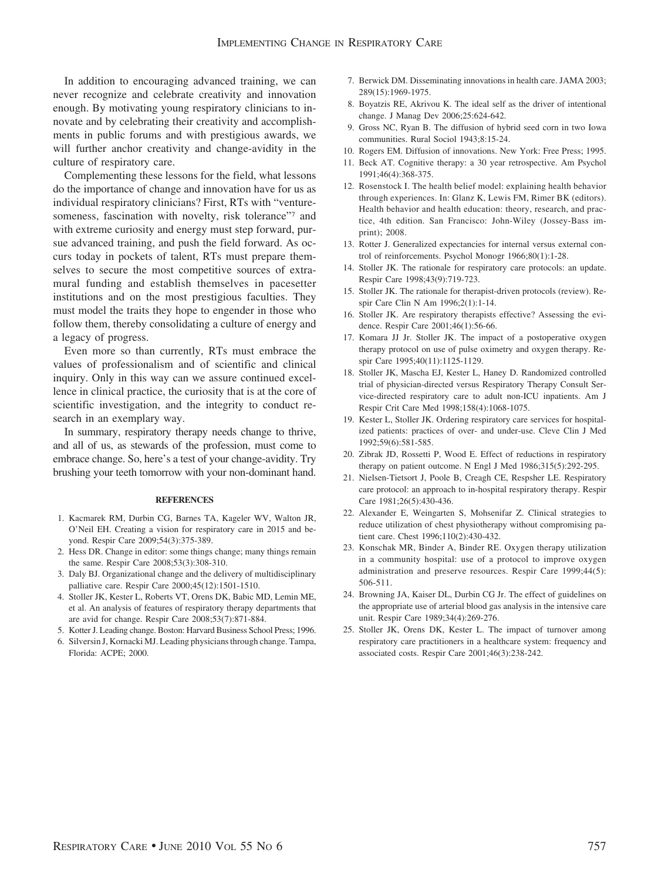In addition to encouraging advanced training, we can never recognize and celebrate creativity and innovation enough. By motivating young respiratory clinicians to innovate and by celebrating their creativity and accomplishments in public forums and with prestigious awards, we will further anchor creativity and change-avidity in the culture of respiratory care.

Complementing these lessons for the field, what lessons do the importance of change and innovation have for us as individual respiratory clinicians? First, RTs with "venturesomeness, fascination with novelty, risk tolerance"[7] and with extreme curiosity and energy must step forward, pursue advanced training, and push the field forward. As occurs today in pockets of talent, RTs must prepare themselves to secure the most competitive sources of extramural funding and establish themselves in pacesetter institutions and on the most prestigious faculties. They must model the traits they hope to engender in those who follow them, thereby consolidating a culture of energy and a legacy of progress.

Even more so than currently, RTs must embrace the values of professionalism and of scientific and clinical inquiry. Only in this way can we assure continued excellence in clinical practice, the curiosity that is at the core of scientific investigation, and the integrity to conduct research in an exemplary way.

In summary, respiratory therapy needs change to thrive, and all of us, as stewards of the profession, must come to embrace change. So, here's a test of your change-avidity. Try brushing your teeth tomorrow with your non-dominant hand.

## REFERENCES

1. Kacmarek RM, Durbin CG, Barnes TA, Kageler WV, Walton JR, O'Neil EH. Creating a vision for respiratory care in 2015 and beyond. Respir Care 2009;54(3):375-389.
2. Hess DR. Change in editor: some things change; many things remain the same. Respir Care 2008;53(3):308-310.
3. Daly BJ. Organizational change and the delivery of multidisciplinary palliative care. Respir Care 2000;45(12):1501-1510.
4. Stoller JK, Kester L, Roberts VT, Orens DK, Babic MD, Lemin ME, et al. An analysis of features of respiratory therapy departments that are avid for change. Respir Care 2008;53(7):871-884.
5. Kotter J. Leading change. Boston: Harvard Business School Press; 1996.
6. Silversin J, Kornacki MJ. Leading physicians through change. Tampa, Florida: ACPE; 2000.
7. Berwick DM. Disseminating innovations in health care. JAMA 2003; 289(15):1969-1975.
8. Boyatzis RE, Akrivou K. The ideal self as the driver of intentional change. J Manag Dev 2006;25:624-642.
9. Gross NC, Ryan B. The diffusion of hybrid seed corn in two Iowa communities. Rural Sociol 1943;8:15-24.
10. Rogers EM. Diffusion of innovations. New York: Free Press; 1995.
11. Beck AT. Cognitive therapy: a 30 year retrospective. Am Psychol 1991;46(4):368-375.
12. Rosenstock I. The health belief model: explaining health behavior through experiences. In: Glanz K, Lewis FM, Rimer BK (editors). Health behavior and health education: theory, research, and practice, 4th edition. San Francisco: John-Wiley (Jossey-Bass imprint); 2008.
13. Rotter J. Generalized expectancies for internal versus external control of reinforcements. Psychol Monogr 1966;80(1):1-28.
14. Stoller JK. The rationale for respiratory care protocols: an update. Respir Care 1998;43(9):719-723.
15. Stoller JK. The rationale for therapist-driven protocols (review). Respir Care Clin N Am 1996;2(1):1-14.
16. Stoller JK. Are respiratory therapists effective? Assessing the evidence. Respir Care 2001;46(1):56-66.
17. Komara JJ Jr. Stoller JK. The impact of a postoperative oxygen therapy protocol on use of pulse oximetry and oxygen therapy. Respir Care 1995;40(11):1125-1129.
18. Stoller JK, Mascha EJ, Kester L, Haney D. Randomized controlled trial of physician-directed versus Respiratory Therapy Consult Service-directed respiratory care to adult non-ICU inpatients. Am J Respir Crit Care Med 1998;158(4):1068-1075.
19. Kester L, Stoller JK. Ordering respiratory care services for hospitalized patients: practices of over- and under-use. Cleve Clin J Med 1992;59(6):581-585.
20. Zibrak JD, Rossetti P, Wood E. Effect of reductions in respiratory therapy on patient outcome. N Engl J Med 1986;315(5):292-295.
21. Nielsen-Tietsort J, Poole B, Creagh CE, Respsher LE. Respiratory care protocol: an approach to in-hospital respiratory therapy. Respir Care 1981;26(5):430-436.
22. Alexander E, Weingarten S, Mohsenifar Z. Clinical strategies to reduce utilization of chest physiotherapy without compromising patient care. Chest 1996;110(2):430-432.
23. Konschak MR, Binder A, Binder RE. Oxygen therapy utilization in a community hospital: use of a protocol to improve oxygen administration and preserve resources. Respir Care 1999;44(5): 506-511.
24. Browning JA, Kaiser DL, Durbin CG Jr. The effect of guidelines on the appropriate use of arterial blood gas analysis in the intensive care unit. Respir Care 1989;34(4):269-276.
25. Stoller JK, Orens DK, Kester L. The impact of turnover among respiratory care practitioners in a healthcare system: frequency and associated costs. Respir Care 2001;46(3):238-242.